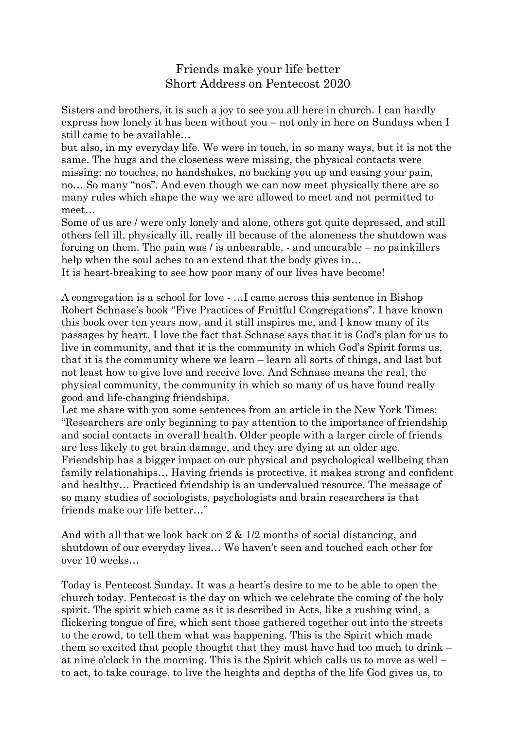# Friends make your life better
## Short Address on Pentecost 2020

Sisters and brothers, it is such a joy to see you all here in church. I can hardly express how lonely it has been without you – not only in here on Sundays when I still came to be available…
but also, in my everyday life. We were in touch, in so many ways, but it is not the same. The hugs and the closeness were missing, the physical contacts were missing: no touches, no handshakes, no backing you up and easing your pain, no… So many "nos". And even though we can now meet physically there are so many rules which shape the way we are allowed to meet and not permitted to meet…
Some of us are / were only lonely and alone, others got quite depressed, and still others fell ill, physically ill, really ill because of the aloneness the shutdown was forcing on them. The pain was / is unbearable, - and uncurable – no painkillers help when the soul aches to an extend that the body gives in…
It is heart-breaking to see how poor many of our lives have become!

A congregation is a school for love - …I came across this sentence in Bishop Robert Schnase's book "Five Practices of Fruitful Congregations". I have known this book over ten years now, and it still inspires me, and I know many of its passages by heart. I love the fact that Schnase says that it is God's plan for us to live in community, and that it is the community in which God's Spirit forms us, that it is the community where we learn – learn all sorts of things, and last but not least how to give love and receive love. And Schnase means the real, the physical community, the community in which so many of us have found really good and life-changing friendships.
Let me share with you some sentences from an article in the New York Times: "Researchers are only beginning to pay attention to the importance of friendship and social contacts in overall health. Older people with a larger circle of friends are less likely to get brain damage, and they are dying at an older age. Friendship has a bigger impact on our physical and psychological wellbeing than family relationships… Having friends is protective, it makes strong and confident and healthy… Practiced friendship is an undervalued resource. The message of so many studies of sociologists, psychologists and brain researchers is that friends make our life better…"

And with all that we look back on 2 & 1/2 months of social distancing, and shutdown of our everyday lives… We haven't seen and touched each other for over 10 weeks…

Today is Pentecost Sunday. It was a heart's desire to me to be able to open the church today. Pentecost is the day on which we celebrate the coming of the holy spirit. The spirit which came as it is described in Acts, like a rushing wind, a flickering tongue of fire, which sent those gathered together out into the streets to the crowd, to tell them what was happening. This is the Spirit which made them so excited that people thought that they must have had too much to drink – at nine o'clock in the morning. This is the Spirit which calls us to move as well – to act, to take courage, to live the heights and depths of the life God gives us, to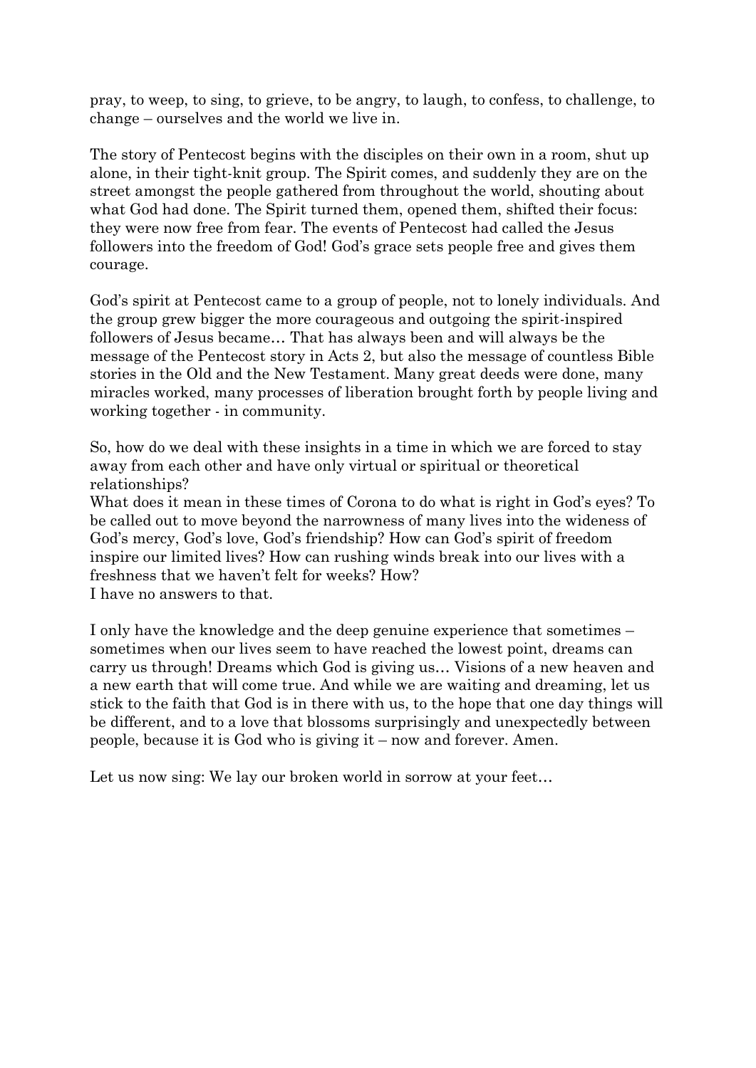pray, to weep, to sing, to grieve, to be angry, to laugh, to confess, to challenge, to change – ourselves and the world we live in.

The story of Pentecost begins with the disciples on their own in a room, shut up alone, in their tight-knit group. The Spirit comes, and suddenly they are on the street amongst the people gathered from throughout the world, shouting about what God had done. The Spirit turned them, opened them, shifted their focus: they were now free from fear. The events of Pentecost had called the Jesus followers into the freedom of God! God's grace sets people free and gives them courage.

God's spirit at Pentecost came to a group of people, not to lonely individuals. And the group grew bigger the more courageous and outgoing the spirit-inspired followers of Jesus became… That has always been and will always be the message of the Pentecost story in Acts 2, but also the message of countless Bible stories in the Old and the New Testament. Many great deeds were done, many miracles worked, many processes of liberation brought forth by people living and working together - in community.

So, how do we deal with these insights in a time in which we are forced to stay away from each other and have only virtual or spiritual or theoretical relationships?
What does it mean in these times of Corona to do what is right in God's eyes? To be called out to move beyond the narrowness of many lives into the wideness of God's mercy, God's love, God's friendship? How can God's spirit of freedom inspire our limited lives? How can rushing winds break into our lives with a freshness that we haven't felt for weeks? How?
I have no answers to that.

I only have the knowledge and the deep genuine experience that sometimes – sometimes when our lives seem to have reached the lowest point, dreams can carry us through! Dreams which God is giving us… Visions of a new heaven and a new earth that will come true. And while we are waiting and dreaming, let us stick to the faith that God is in there with us, to the hope that one day things will be different, and to a love that blossoms surprisingly and unexpectedly between people, because it is God who is giving it – now and forever. Amen.

Let us now sing: We lay our broken world in sorrow at your feet…